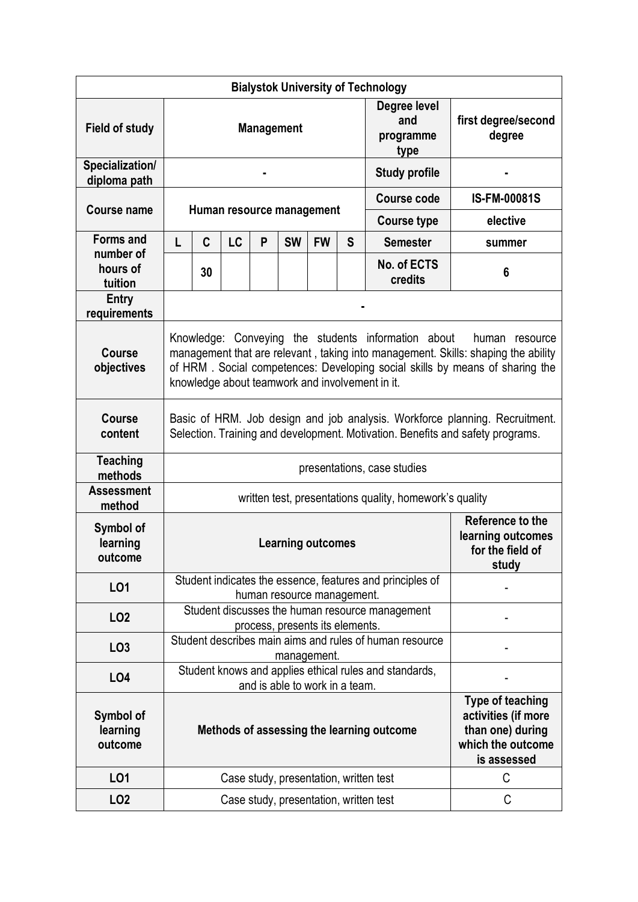| Bialystok University of Technology | | | | | | | | | |
|---|---|---|---|---|---|---|---|---|---|
| **Field of study** | **Management** | | | | | | | **Degree level and programme type** | **first degree/second degree** |
| **Specialization/ diploma path** | - | | | | | | | **Study profile** | - |
| **Course name** | **Human resource management** | | | | | | | **Course code** | **IS-FM-00081S** |
| | | | | | | | | **Course type** | **elective** |
| **Forms and number of hours of tuition** | **L** | **C** | **LC** | **P** | **SW** | **FW** | **S** | **Semester** | **summer** |
| | | **30** | | | | | | **No. of ECTS credits** | **6** |
| **Entry requirements** | - | | | | | | | | |
| **Course objectives** | Knowledge: Conveying the students information about human resource management that are relevant , taking into management. Skills: shaping the ability of HRM . Social competences: Developing social skills by means of sharing the knowledge about teamwork and involvement in it. | | | | | | | | |
| **Course content** | Basic of HRM. Job design and job analysis. Workforce planning. Recruitment. Selection. Training and development. Motivation. Benefits and safety programs. | | | | | | | | |
| **Teaching methods** | presentations, case studies | | | | | | | | |
| **Assessment method** | written test, presentations quality, homework's quality | | | | | | | | |
| **Symbol of learning outcome** | **Learning outcomes** | | | | | | | | **Reference to the learning outcomes for the field of study** |
| **LO1** | Student indicates the essence, features and principles of human resource management. | | | | | | | | - |
| **LO2** | Student discusses the human resource management process, presents its elements. | | | | | | | | - |
| **LO3** | Student describes main aims and rules of human resource management. | | | | | | | | - |
| **LO4** | Student knows and applies ethical rules and standards, and is able to work in a team. | | | | | | | | - |
| **Symbol of learning outcome** | **Methods of assessing the learning outcome** | | | | | | | | **Type of teaching activities (if more than one) during which the outcome is assessed** |
| **LO1** | Case study, presentation, written test | | | | | | | | C |
| **LO2** | Case study, presentation, written test | | | | | | | | C |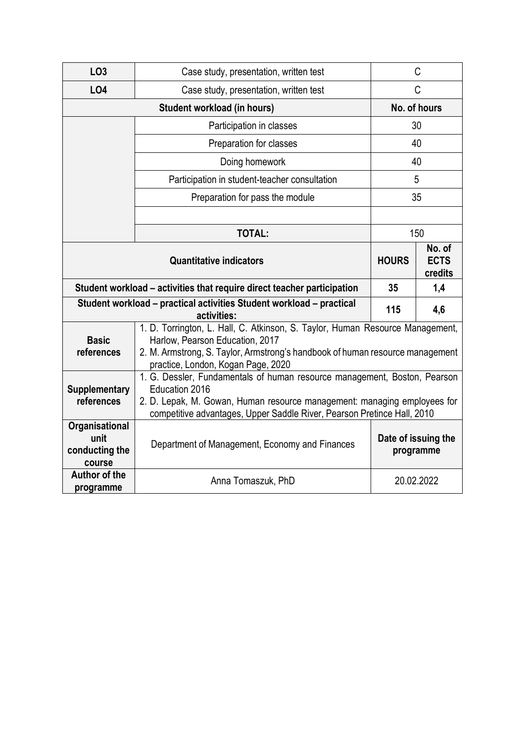| | | | |
|---|---|---|---|
| **LO3** | Case study, presentation, written test | C | |
| **LO4** | Case study, presentation, written test | C | |
| **Student workload (in hours)** | | **No. of hours** | |
| | Participation in classes | 30 | |
| | Preparation for classes | 40 | |
| | Doing homework | 40 | |
| | Participation in student-teacher consultation | 5 | |
| | Preparation for pass the module | 35 | |
| | | | |
| | **TOTAL:** | 150 | |
| **Quantitative indicators** | | **HOURS** | **No. of ECTS credits** |
| **Student workload – activities that require direct teacher participation** | | **35** | **1,4** |
| **Student workload – practical activities Student workload – practical activities:** | | **115** | **4,6** |
| **Basic references** | 1. D. Torrington, L. Hall, C. Atkinson, S. Taylor, Human Resource Management, Harlow, Pearson Education, 2017<br>2. M. Armstrong, S. Taylor, Armstrong's handbook of human resource management practice, London, Kogan Page, 2020 | | |
| **Supplementary references** | 1. G. Dessler, Fundamentals of human resource management, Boston, Pearson Education 2016<br>2. D. Lepak, M. Gowan, Human resource management: managing employees for competitive advantages, Upper Saddle River, Pearson Pretince Hall, 2010 | | |
| **Organisational unit conducting the course** | Department of Management, Economy and Finances | **Date of issuing the programme** | |
| **Author of the programme** | Anna Tomaszuk, PhD | 20.02.2022 | |